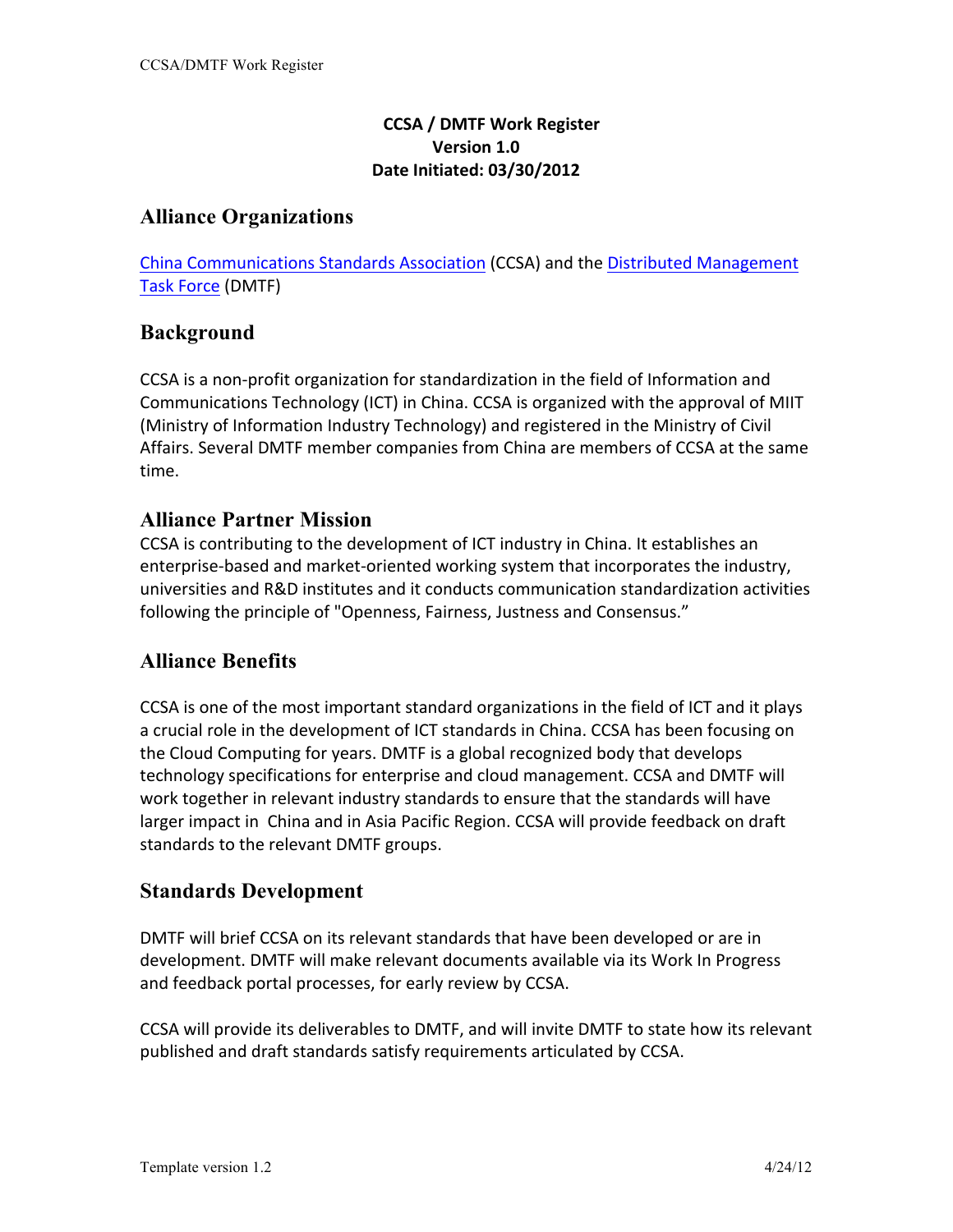**CCSA / DMTF Work Register**
**Version 1.0**
**Date Initiated: 03/30/2012**

## Alliance Organizations

China Communications Standards Association (CCSA) and the Distributed Management Task Force (DMTF)

## Background

CCSA is a non-profit organization for standardization in the field of Information and Communications Technology (ICT) in China. CCSA is organized with the approval of MIIT (Ministry of Information Industry Technology) and registered in the Ministry of Civil Affairs. Several DMTF member companies from China are members of CCSA at the same time.

## Alliance Partner Mission

CCSA is contributing to the development of ICT industry in China. It establishes an enterprise-based and market-oriented working system that incorporates the industry, universities and R&D institutes and it conducts communication standardization activities following the principle of "Openness, Fairness, Justness and Consensus."

## Alliance Benefits

CCSA is one of the most important standard organizations in the field of ICT and it plays a crucial role in the development of ICT standards in China. CCSA has been focusing on the Cloud Computing for years. DMTF is a global recognized body that develops technology specifications for enterprise and cloud management. CCSA and DMTF will work together in relevant industry standards to ensure that the standards will have larger impact in China and in Asia Pacific Region. CCSA will provide feedback on draft standards to the relevant DMTF groups.

## Standards Development

DMTF will brief CCSA on its relevant standards that have been developed or are in development. DMTF will make relevant documents available via its Work In Progress and feedback portal processes, for early review by CCSA.

CCSA will provide its deliverables to DMTF, and will invite DMTF to state how its relevant published and draft standards satisfy requirements articulated by CCSA.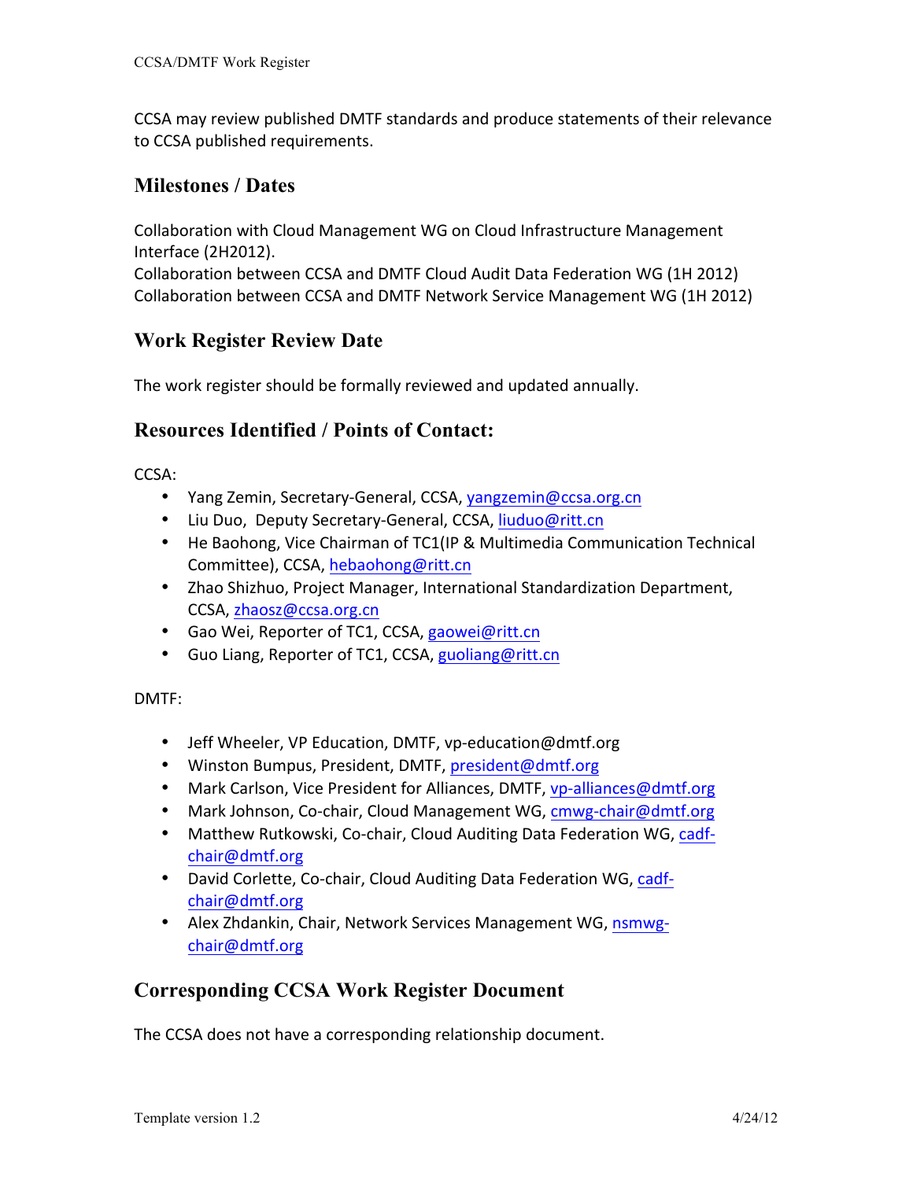CCSA may review published DMTF standards and produce statements of their relevance to CCSA published requirements.

## Milestones / Dates

Collaboration with Cloud Management WG on Cloud Infrastructure Management Interface (2H2012).
Collaboration between CCSA and DMTF Cloud Audit Data Federation WG (1H 2012)
Collaboration between CCSA and DMTF Network Service Management WG (1H 2012)

## Work Register Review Date

The work register should be formally reviewed and updated annually.

## Resources Identified / Points of Contact:

CCSA:

- Yang Zemin, Secretary-General, CCSA, yangzemin@ccsa.org.cn
- Liu Duo, Deputy Secretary-General, CCSA, liuduo@ritt.cn
- He Baohong, Vice Chairman of TC1(IP & Multimedia Communication Technical Committee), CCSA, hebaohong@ritt.cn
- Zhao Shizhuo, Project Manager, International Standardization Department, CCSA, zhaosz@ccsa.org.cn
- Gao Wei, Reporter of TC1, CCSA, gaowei@ritt.cn
- Guo Liang, Reporter of TC1, CCSA, guoliang@ritt.cn

DMTF:

- Jeff Wheeler, VP Education, DMTF, vp-education@dmtf.org
- Winston Bumpus, President, DMTF, president@dmtf.org
- Mark Carlson, Vice President for Alliances, DMTF, vp-alliances@dmtf.org
- Mark Johnson, Co-chair, Cloud Management WG, cmwg-chair@dmtf.org
- Matthew Rutkowski, Co-chair, Cloud Auditing Data Federation WG, cadf-chair@dmtf.org
- David Corlette, Co-chair, Cloud Auditing Data Federation WG, cadf-chair@dmtf.org
- Alex Zhdankin, Chair, Network Services Management WG, nsmwg-chair@dmtf.org

## Corresponding CCSA Work Register Document

The CCSA does not have a corresponding relationship document.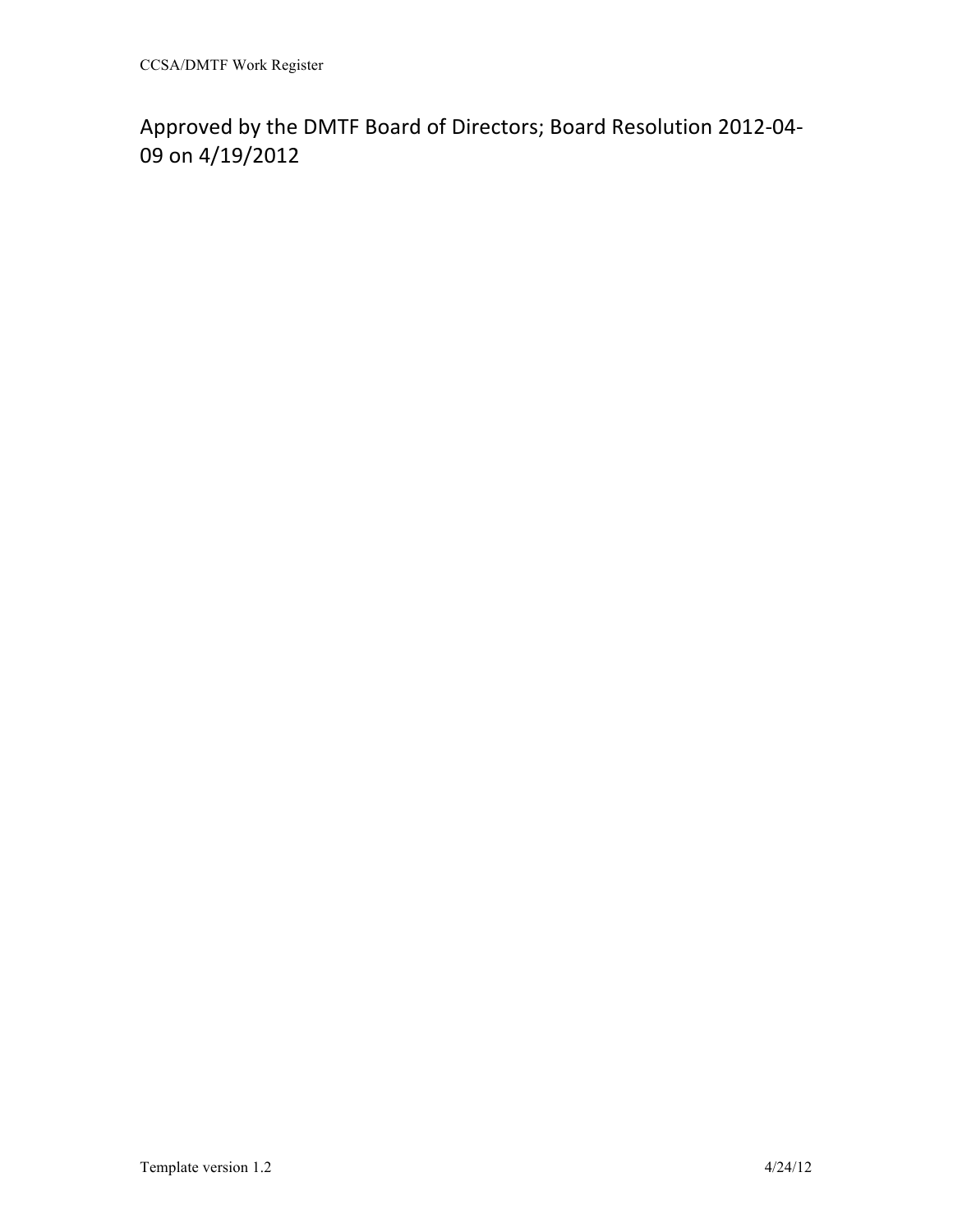Approved by the DMTF Board of Directors; Board Resolution 2012-04-09 on 4/19/2012